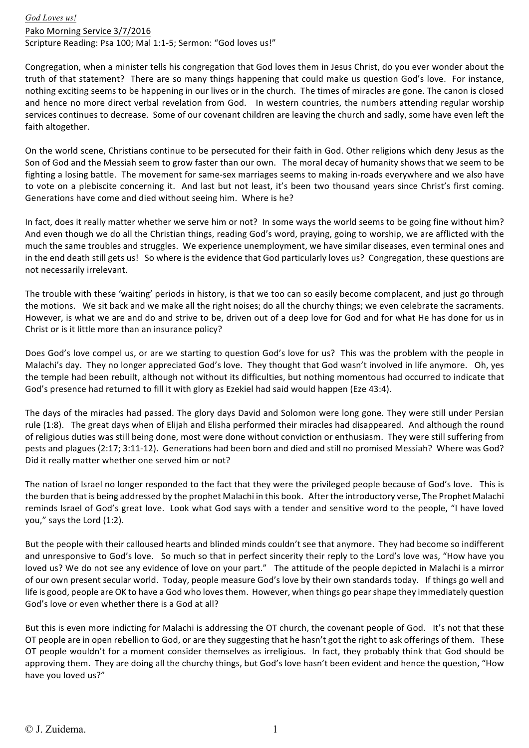*God Loves us!*

Pako Morning Service 3/7/2016

Scripture Reading: Psa 100; Mal 1:1-5; Sermon: "God loves us!"

Congregation, when a minister tells his congregation that God loves them in Jesus Christ, do you ever wonder about the truth of that statement? There are so many things happening that could make us question God's love. For instance, nothing exciting seems to be happening in our lives or in the church. The times of miracles are gone. The canon is closed and hence no more direct verbal revelation from God. In western countries, the numbers attending regular worship services continues to decrease. Some of our covenant children are leaving the church and sadly, some have even left the faith altogether.

On the world scene, Christians continue to be persecuted for their faith in God. Other religions which deny Jesus as the Son of God and the Messiah seem to grow faster than our own. The moral decay of humanity shows that we seem to be fighting a losing battle. The movement for same-sex marriages seems to making in-roads everywhere and we also have to vote on a plebiscite concerning it. And last but not least, it's been two thousand years since Christ's first coming. Generations have come and died without seeing him. Where is he?

In fact, does it really matter whether we serve him or not? In some ways the world seems to be going fine without him? And even though we do all the Christian things, reading God's word, praying, going to worship, we are afflicted with the much the same troubles and struggles. We experience unemployment, we have similar diseases, even terminal ones and in the end death still gets us! So where is the evidence that God particularly loves us? Congregation, these questions are not necessarily irrelevant.

The trouble with these 'waiting' periods in history, is that we too can so easily become complacent, and just go through the motions. We sit back and we make all the right noises; do all the churchy things; we even celebrate the sacraments. However, is what we are and do and strive to be, driven out of a deep love for God and for what He has done for us in Christ or is it little more than an insurance policy?

Does God's love compel us, or are we starting to question God's love for us? This was the problem with the people in Malachi's day. They no longer appreciated God's love. They thought that God wasn't involved in life anymore. Oh, yes the temple had been rebuilt, although not without its difficulties, but nothing momentous had occurred to indicate that God's presence had returned to fill it with glory as Ezekiel had said would happen (Eze 43:4).

The days of the miracles had passed. The glory days David and Solomon were long gone. They were still under Persian rule (1:8). The great days when of Elijah and Elisha performed their miracles had disappeared. And although the round of religious duties was still being done, most were done without conviction or enthusiasm. They were still suffering from pests and plagues (2:17; 3:11-12). Generations had been born and died and still no promised Messiah? Where was God? Did it really matter whether one served him or not?

The nation of Israel no longer responded to the fact that they were the privileged people because of God's love. This is the burden that is being addressed by the prophet Malachi in this book. After the introductory verse, The Prophet Malachi reminds Israel of God's great love. Look what God says with a tender and sensitive word to the people, "I have loved you," says the Lord (1:2).

But the people with their calloused hearts and blinded minds couldn't see that anymore. They had become so indifferent and unresponsive to God's love. So much so that in perfect sincerity their reply to the Lord's love was, "How have you loved us? We do not see any evidence of love on your part." The attitude of the people depicted in Malachi is a mirror of our own present secular world. Today, people measure God's love by their own standards today. If things go well and life is good, people are OK to have a God who loves them. However, when things go pear shape they immediately question God's love or even whether there is a God at all?

But this is even more indicting for Malachi is addressing the OT church, the covenant people of God. It's not that these OT people are in open rebellion to God, or are they suggesting that he hasn't got the right to ask offerings of them. These OT people wouldn't for a moment consider themselves as irreligious. In fact, they probably think that God should be approving them. They are doing all the churchy things, but God's love hasn't been evident and hence the question, "How have you loved us?"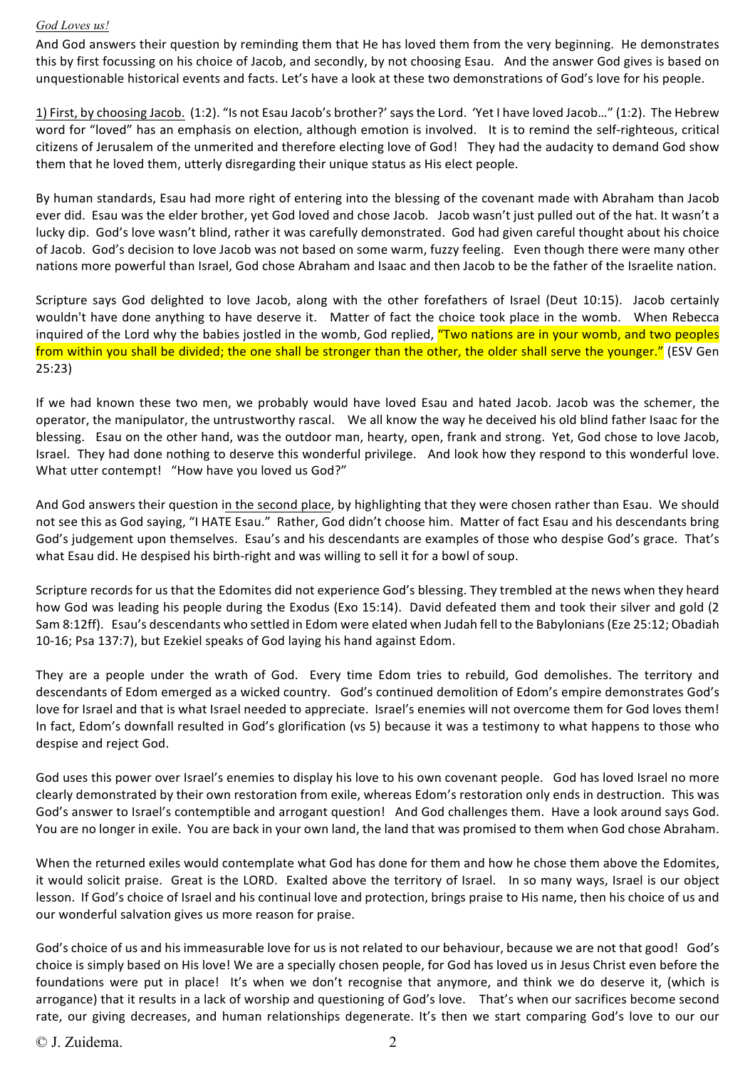*God Loves us!*

And God answers their question by reminding them that He has loved them from the very beginning. He demonstrates this by first focussing on his choice of Jacob, and secondly, by not choosing Esau. And the answer God gives is based on unquestionable historical events and facts. Let's have a look at these two demonstrations of God's love for his people.

<u>1) First, by choosing Jacob.</u> (1:2). "Is not Esau Jacob's brother?' says the Lord. 'Yet I have loved Jacob…" (1:2). The Hebrew word for "loved" has an emphasis on election, although emotion is involved. It is to remind the self-righteous, critical citizens of Jerusalem of the unmerited and therefore electing love of God! They had the audacity to demand God show them that he loved them, utterly disregarding their unique status as His elect people.

By human standards, Esau had more right of entering into the blessing of the covenant made with Abraham than Jacob ever did. Esau was the elder brother, yet God loved and chose Jacob. Jacob wasn't just pulled out of the hat. It wasn't a lucky dip. God's love wasn't blind, rather it was carefully demonstrated. God had given careful thought about his choice of Jacob. God's decision to love Jacob was not based on some warm, fuzzy feeling. Even though there were many other nations more powerful than Israel, God chose Abraham and Isaac and then Jacob to be the father of the Israelite nation.

Scripture says God delighted to love Jacob, along with the other forefathers of Israel (Deut 10:15). Jacob certainly wouldn't have done anything to have deserve it. Matter of fact the choice took place in the womb. When Rebecca inquired of the Lord why the babies jostled in the womb, God replied, "Two nations are in your womb, and two peoples from within you shall be divided; the one shall be stronger than the other, the older shall serve the younger." (ESV Gen 25:23)

If we had known these two men, we probably would have loved Esau and hated Jacob. Jacob was the schemer, the operator, the manipulator, the untrustworthy rascal. We all know the way he deceived his old blind father Isaac for the blessing. Esau on the other hand, was the outdoor man, hearty, open, frank and strong. Yet, God chose to love Jacob, Israel. They had done nothing to deserve this wonderful privilege. And look how they respond to this wonderful love. What utter contempt! "How have you loved us God?"

And God answers their question <u>in the second place</u>, by highlighting that they were chosen rather than Esau. We should not see this as God saying, "I HATE Esau." Rather, God didn't choose him. Matter of fact Esau and his descendants bring God's judgement upon themselves. Esau's and his descendants are examples of those who despise God's grace. That's what Esau did. He despised his birth-right and was willing to sell it for a bowl of soup.

Scripture records for us that the Edomites did not experience God's blessing. They trembled at the news when they heard how God was leading his people during the Exodus (Exo 15:14). David defeated them and took their silver and gold (2 Sam 8:12ff). Esau's descendants who settled in Edom were elated when Judah fell to the Babylonians (Eze 25:12; Obadiah 10-16; Psa 137:7), but Ezekiel speaks of God laying his hand against Edom.

They are a people under the wrath of God. Every time Edom tries to rebuild, God demolishes. The territory and descendants of Edom emerged as a wicked country. God's continued demolition of Edom's empire demonstrates God's love for Israel and that is what Israel needed to appreciate. Israel's enemies will not overcome them for God loves them! In fact, Edom's downfall resulted in God's glorification (vs 5) because it was a testimony to what happens to those who despise and reject God.

God uses this power over Israel's enemies to display his love to his own covenant people. God has loved Israel no more clearly demonstrated by their own restoration from exile, whereas Edom's restoration only ends in destruction. This was God's answer to Israel's contemptible and arrogant question! And God challenges them. Have a look around says God. You are no longer in exile. You are back in your own land, the land that was promised to them when God chose Abraham.

When the returned exiles would contemplate what God has done for them and how he chose them above the Edomites, it would solicit praise. Great is the LORD. Exalted above the territory of Israel. In so many ways, Israel is our object lesson. If God's choice of Israel and his continual love and protection, brings praise to His name, then his choice of us and our wonderful salvation gives us more reason for praise.

God's choice of us and his immeasurable love for us is not related to our behaviour, because we are not that good! God's choice is simply based on His love! We are a specially chosen people, for God has loved us in Jesus Christ even before the foundations were put in place! It's when we don't recognise that anymore, and think we do deserve it, (which is arrogance) that it results in a lack of worship and questioning of God's love. That's when our sacrifices become second rate, our giving decreases, and human relationships degenerate. It's then we start comparing God's love to our our

© J. Zuidema.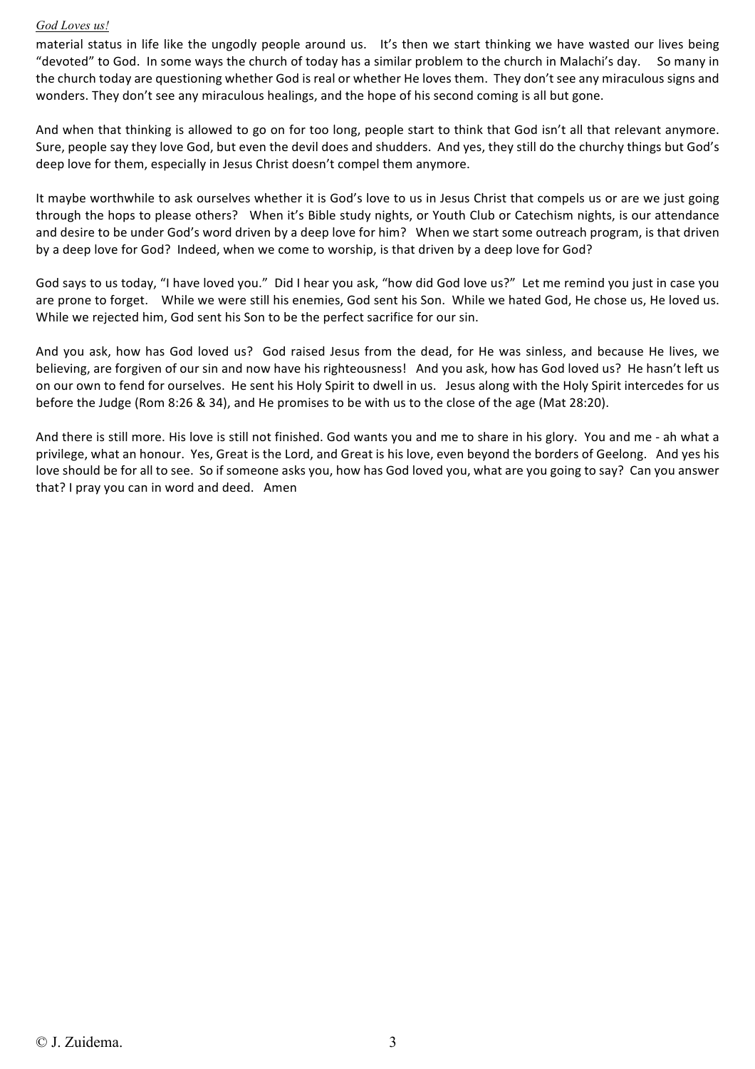material status in life like the ungodly people around us. It's then we start thinking we have wasted our lives being "devoted" to God. In some ways the church of today has a similar problem to the church in Malachi's day. So many in the church today are questioning whether God is real or whether He loves them. They don't see any miraculous signs and wonders. They don't see any miraculous healings, and the hope of his second coming is all but gone.

And when that thinking is allowed to go on for too long, people start to think that God isn't all that relevant anymore. Sure, people say they love God, but even the devil does and shudders. And yes, they still do the churchy things but God's deep love for them, especially in Jesus Christ doesn't compel them anymore.

It maybe worthwhile to ask ourselves whether it is God's love to us in Jesus Christ that compels us or are we just going through the hops to please others? When it's Bible study nights, or Youth Club or Catechism nights, is our attendance and desire to be under God's word driven by a deep love for him? When we start some outreach program, is that driven by a deep love for God? Indeed, when we come to worship, is that driven by a deep love for God?

God says to us today, "I have loved you." Did I hear you ask, "how did God love us?" Let me remind you just in case you are prone to forget. While we were still his enemies, God sent his Son. While we hated God, He chose us, He loved us. While we rejected him, God sent his Son to be the perfect sacrifice for our sin.

And you ask, how has God loved us? God raised Jesus from the dead, for He was sinless, and because He lives, we believing, are forgiven of our sin and now have his righteousness! And you ask, how has God loved us? He hasn't left us on our own to fend for ourselves. He sent his Holy Spirit to dwell in us. Jesus along with the Holy Spirit intercedes for us before the Judge (Rom 8:26 & 34), and He promises to be with us to the close of the age (Mat 28:20).

And there is still more. His love is still not finished. God wants you and me to share in his glory. You and me - ah what a privilege, what an honour. Yes, Great is the Lord, and Great is his love, even beyond the borders of Geelong. And yes his love should be for all to see. So if someone asks you, how has God loved you, what are you going to say? Can you answer that? I pray you can in word and deed. Amen